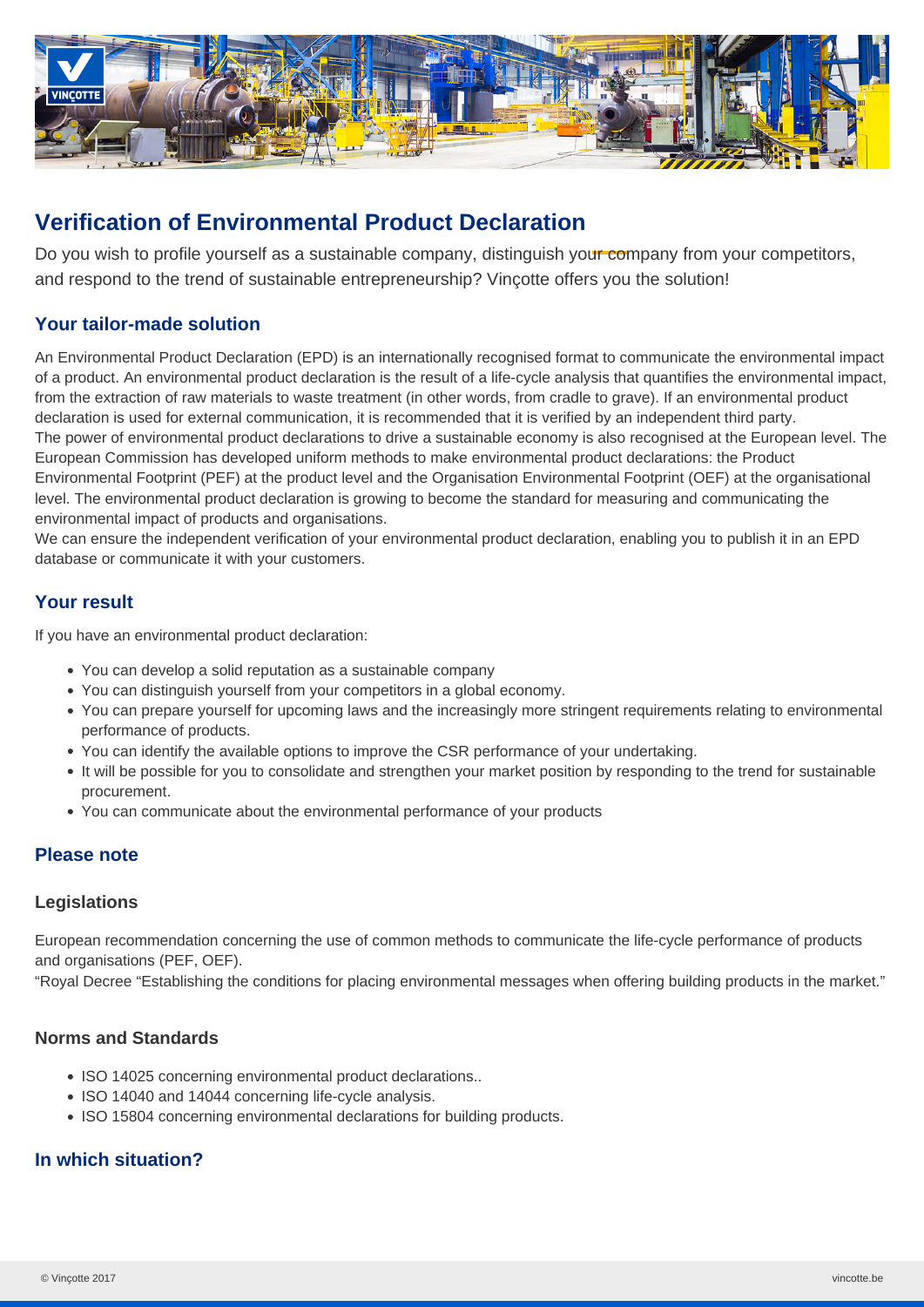# Verification of Environmental Product Declaration

Do you wish to profile yourself as a sustainable company, distinguish your company from your competitors, and respond to the trend of sustainable entrepreneurship? Vinçotte offers you the solution!

## Your tailor-made solution

An Environmental Product Declaration (EPD) is an internationally recognised format to communicate the environmental impact of a product. An environmental product declaration is the result of a life-cycle analysis that quantifies the environmental impact, from the extraction of raw materials to waste treatment (in other words, from cradle to grave). If an environmental product declaration is used for external communication, it is recommended that it is verified by an independent third party.
The power of environmental product declarations to drive a sustainable economy is also recognised at the European level. The European Commission has developed uniform methods to make environmental product declarations: the Product Environmental Footprint (PEF) at the product level and the Organisation Environmental Footprint (OEF) at the organisational level. The environmental product declaration is growing to become the standard for measuring and communicating the environmental impact of products and organisations.
We can ensure the independent verification of your environmental product declaration, enabling you to publish it in an EPD database or communicate it with your customers.

## Your result

If you have an environmental product declaration:

- You can develop a solid reputation as a sustainable company
- You can distinguish yourself from your competitors in a global economy.
- You can prepare yourself for upcoming laws and the increasingly more stringent requirements relating to environmental performance of products.
- You can identify the available options to improve the CSR performance of your undertaking.
- It will be possible for you to consolidate and strengthen your market position by responding to the trend for sustainable procurement.
- You can communicate about the environmental performance of your products

## Please note

### Legislations

European recommendation concerning the use of common methods to communicate the life-cycle performance of products and organisations (PEF, OEF).
"Royal Decree "Establishing the conditions for placing environmental messages when offering building products in the market."

### Norms and Standards

- ISO 14025 concerning environmental product declarations..
- ISO 14040 and 14044 concerning life-cycle analysis.
- ISO 15804 concerning environmental declarations for building products.

## In which situation?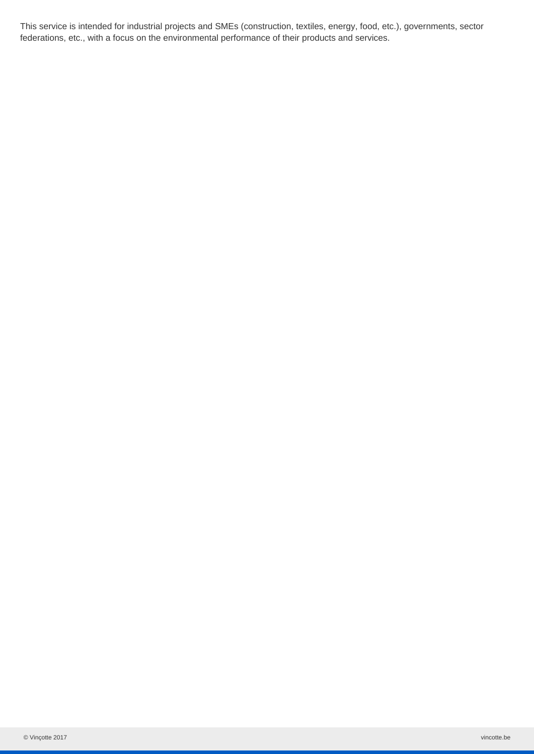This service is intended for industrial projects and SMEs (construction, textiles, energy, food, etc.), governments, sector federations, etc., with a focus on the environmental performance of their products and services.